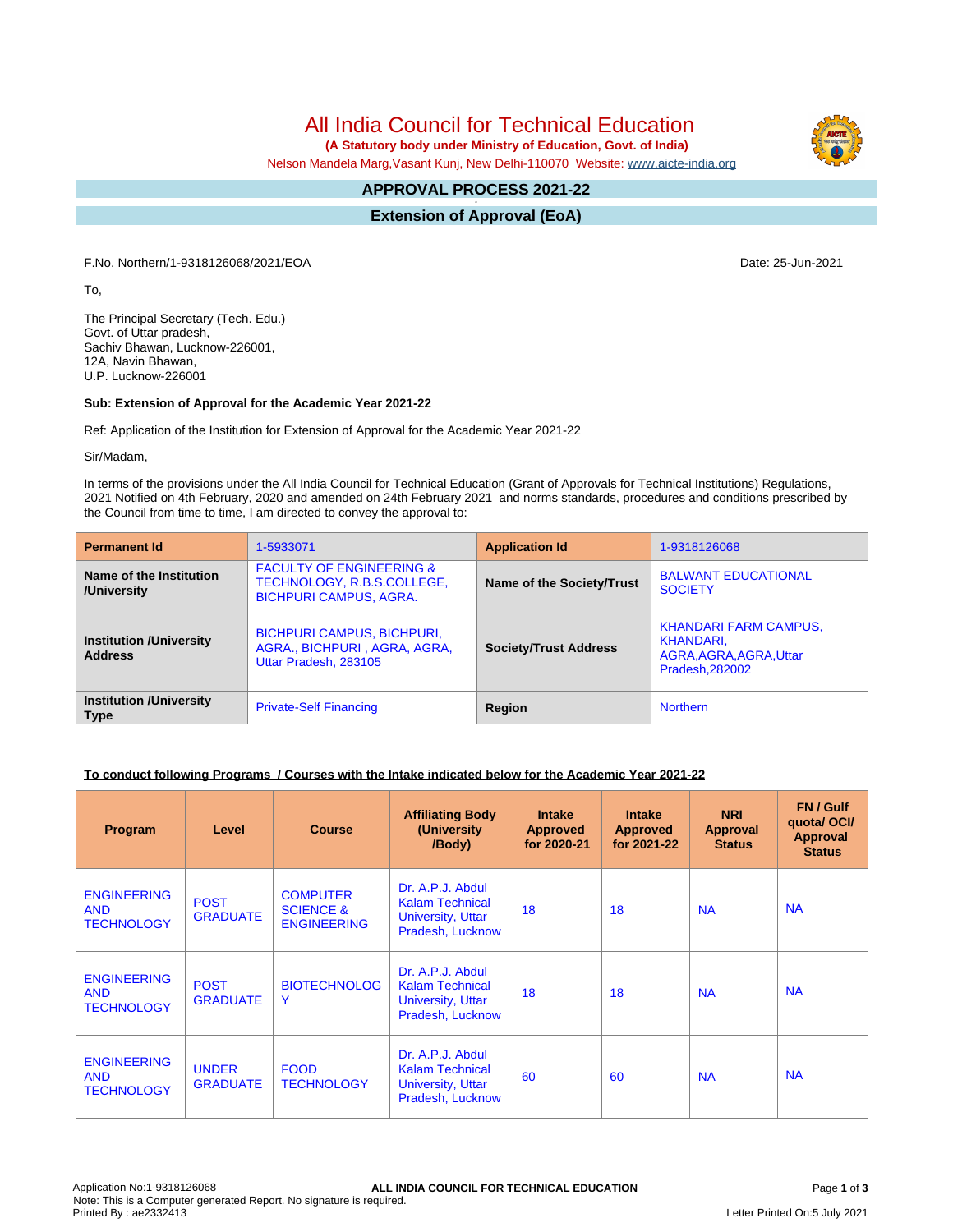# All India Council for Technical Education

**(A Statutory body under Ministry of Education, Govt. of India)**

Nelson Mandela Marg,Vasant Kunj, New Delhi-110070 Website: www.aicte-india.org

## APPROVAL PROCESS 2021-22

## Extension of Approval (EoA)

F.No. Northern/1-9318126068/2021/EOA

Date: 25-Jun-2021

To,

The Principal Secretary (Tech. Edu.)
Govt. of Uttar pradesh,
Sachiv Bhawan, Lucknow-226001,
12A, Navin Bhawan,
U.P. Lucknow-226001

**Sub: Extension of Approval for the Academic Year 2021-22**

Ref: Application of the Institution for Extension of Approval for the Academic Year 2021-22

Sir/Madam,

In terms of the provisions under the All India Council for Technical Education (Grant of Approvals for Technical Institutions) Regulations, 2021 Notified on 4th February, 2020 and amended on 24th February 2021 and norms standards, procedures and conditions prescribed by the Council from time to time, I am directed to convey the approval to:

| **Permanent Id** | 1-5933071 | **Application Id** | 1-9318126068 |
|---|---|---|---|
| **Name of the Institution /University** | FACULTY OF ENGINEERING & TECHNOLOGY, R.B.S.COLLEGE, BICHPURI CAMPUS, AGRA. | **Name of the Society/Trust** | BALWANT EDUCATIONAL SOCIETY |
| **Institution /University Address** | BICHPURI CAMPUS, BICHPURI, AGRA., BICHPURI , AGRA, AGRA, Uttar Pradesh, 283105 | **Society/Trust Address** | KHANDARI FARM CAMPUS, KHANDARI, AGRA,AGRA,AGRA,Uttar Pradesh,282002 |
| **Institution /University Type** | Private-Self Financing | **Region** | Northern |

**To conduct following Programs / Courses with the Intake indicated below for the Academic Year 2021-22**

| Program | Level | Course | Affiliating Body (University /Body) | Intake Approved for 2020-21 | Intake Approved for 2021-22 | NRI Approval Status | FN / Gulf quota/ OCI/ Approval Status |
|---|---|---|---|---|---|---|---|
| ENGINEERING AND TECHNOLOGY | POST GRADUATE | COMPUTER SCIENCE & ENGINEERING | Dr. A.P.J. Abdul Kalam Technical University, Uttar Pradesh, Lucknow | 18 | 18 | NA | NA |
| ENGINEERING AND TECHNOLOGY | POST GRADUATE | BIOTECHNOLOGY | Dr. A.P.J. Abdul Kalam Technical University, Uttar Pradesh, Lucknow | 18 | 18 | NA | NA |
| ENGINEERING AND TECHNOLOGY | UNDER GRADUATE | FOOD TECHNOLOGY | Dr. A.P.J. Abdul Kalam Technical University, Uttar Pradesh, Lucknow | 60 | 60 | NA | NA |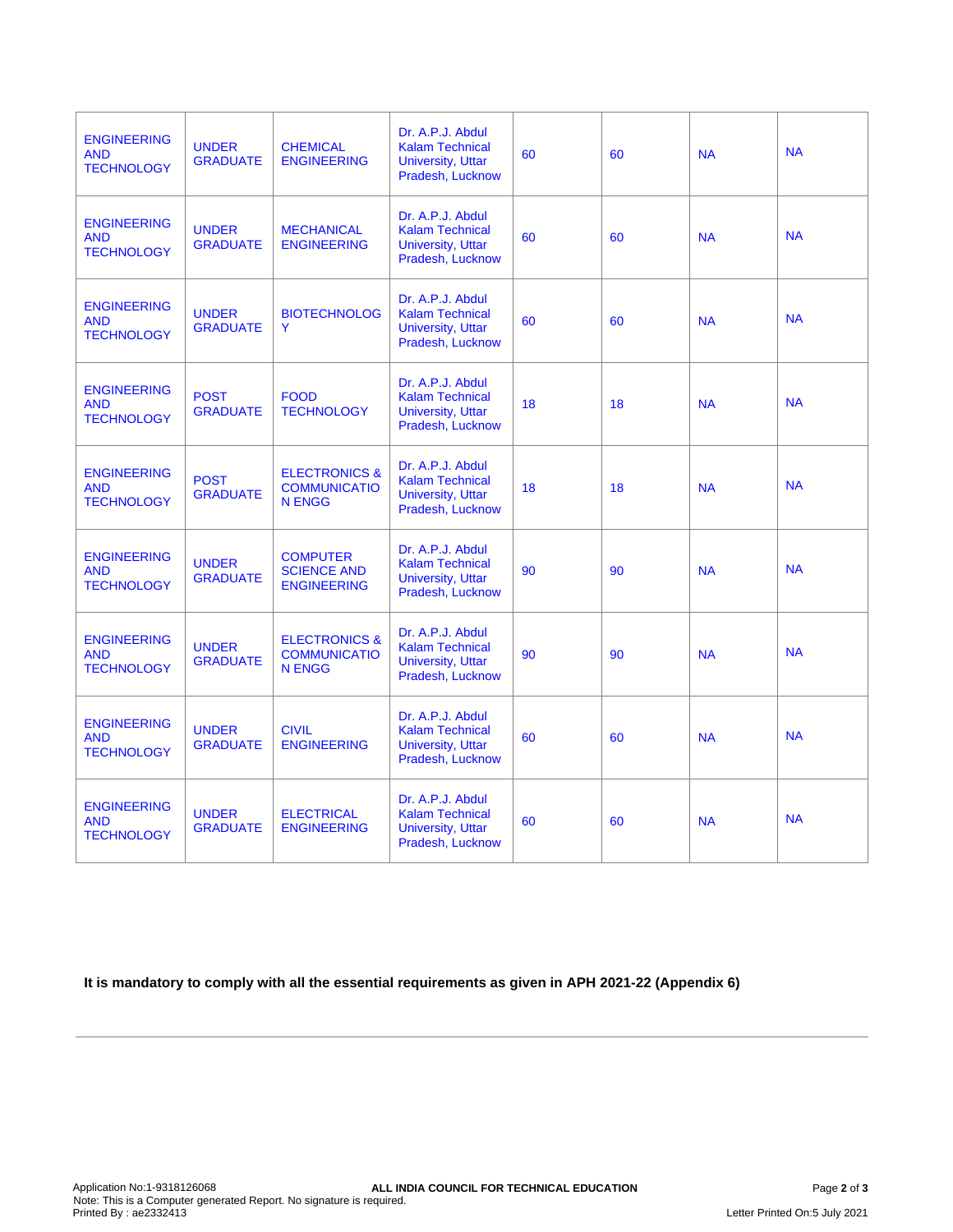| | | | | | | | |
|---|---|---|---|---|---|---|---|
| ENGINEERING AND TECHNOLOGY | UNDER GRADUATE | CHEMICAL ENGINEERING | Dr. A.P.J. Abdul Kalam Technical University, Uttar Pradesh, Lucknow | 60 | 60 | NA | NA |
| ENGINEERING AND TECHNOLOGY | UNDER GRADUATE | MECHANICAL ENGINEERING | Dr. A.P.J. Abdul Kalam Technical University, Uttar Pradesh, Lucknow | 60 | 60 | NA | NA |
| ENGINEERING AND TECHNOLOGY | UNDER GRADUATE | BIOTECHNOLOGY | Dr. A.P.J. Abdul Kalam Technical University, Uttar Pradesh, Lucknow | 60 | 60 | NA | NA |
| ENGINEERING AND TECHNOLOGY | POST GRADUATE | FOOD TECHNOLOGY | Dr. A.P.J. Abdul Kalam Technical University, Uttar Pradesh, Lucknow | 18 | 18 | NA | NA |
| ENGINEERING AND TECHNOLOGY | POST GRADUATE | ELECTRONICS & COMMUNICATION ENGG | Dr. A.P.J. Abdul Kalam Technical University, Uttar Pradesh, Lucknow | 18 | 18 | NA | NA |
| ENGINEERING AND TECHNOLOGY | UNDER GRADUATE | COMPUTER SCIENCE AND ENGINEERING | Dr. A.P.J. Abdul Kalam Technical University, Uttar Pradesh, Lucknow | 90 | 90 | NA | NA |
| ENGINEERING AND TECHNOLOGY | UNDER GRADUATE | ELECTRONICS & COMMUNICATION ENGG | Dr. A.P.J. Abdul Kalam Technical University, Uttar Pradesh, Lucknow | 90 | 90 | NA | NA |
| ENGINEERING AND TECHNOLOGY | UNDER GRADUATE | CIVIL ENGINEERING | Dr. A.P.J. Abdul Kalam Technical University, Uttar Pradesh, Lucknow | 60 | 60 | NA | NA |
| ENGINEERING AND TECHNOLOGY | UNDER GRADUATE | ELECTRICAL ENGINEERING | Dr. A.P.J. Abdul Kalam Technical University, Uttar Pradesh, Lucknow | 60 | 60 | NA | NA |

**It is mandatory to comply with all the essential requirements as given in APH 2021-22 (Appendix 6)**

---

Application No:1-9318126068
Note: This is a Computer generated Report. No signature is required.
Printed By : ae2332413

**ALL INDIA COUNCIL FOR TECHNICAL EDUCATION**

Letter Printed On:5 July 2021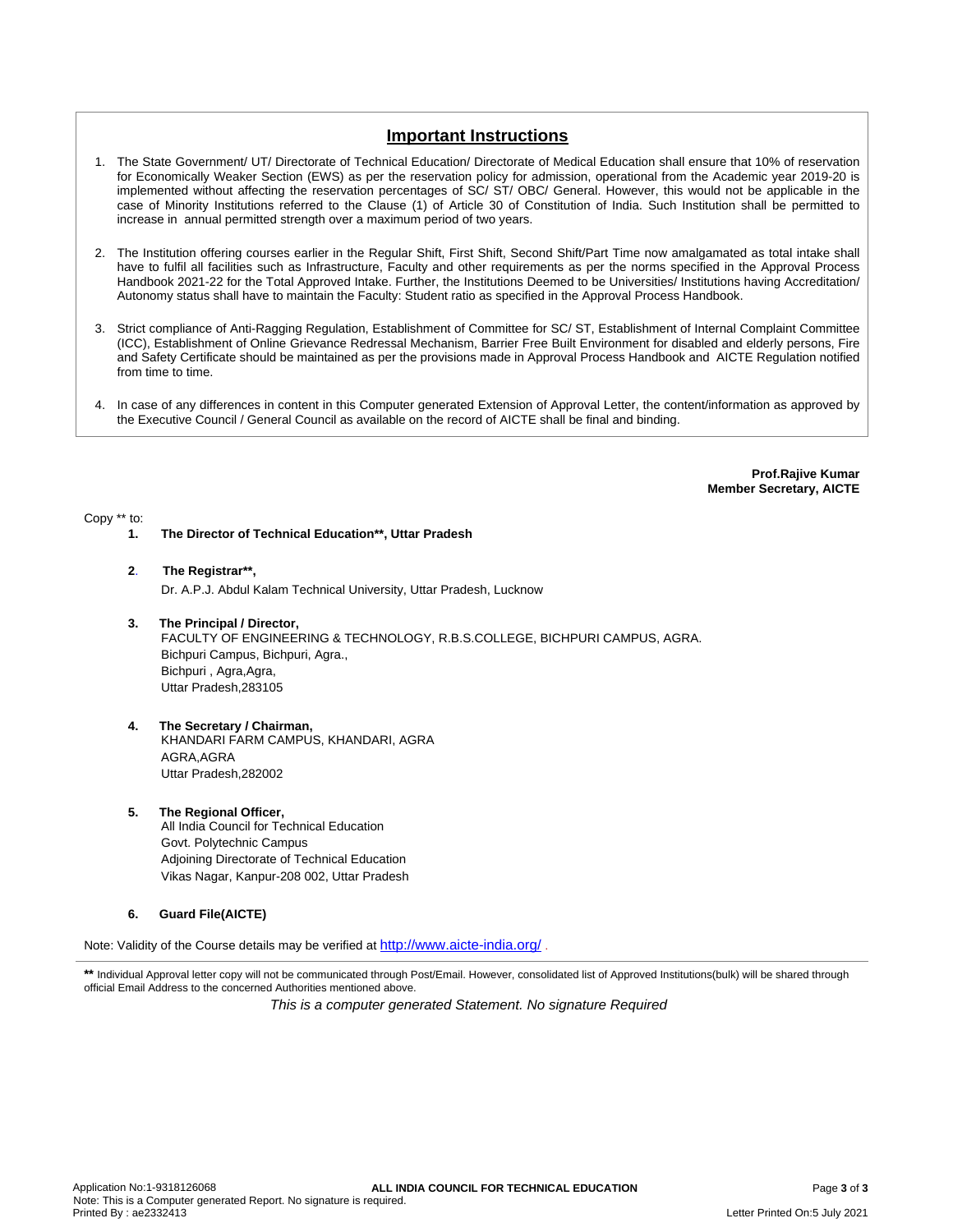## Important Instructions

1. The State Government/ UT/ Directorate of Technical Education/ Directorate of Medical Education shall ensure that 10% of reservation for Economically Weaker Section (EWS) as per the reservation policy for admission, operational from the Academic year 2019-20 is implemented without affecting the reservation percentages of SC/ ST/ OBC/ General. However, this would not be applicable in the case of Minority Institutions referred to the Clause (1) of Article 30 of Constitution of India. Such Institution shall be permitted to increase in annual permitted strength over a maximum period of two years.

2. The Institution offering courses earlier in the Regular Shift, First Shift, Second Shift/Part Time now amalgamated as total intake shall have to fulfil all facilities such as Infrastructure, Faculty and other requirements as per the norms specified in the Approval Process Handbook 2021-22 for the Total Approved Intake. Further, the Institutions Deemed to be Universities/ Institutions having Accreditation/ Autonomy status shall have to maintain the Faculty: Student ratio as specified in the Approval Process Handbook.

3. Strict compliance of Anti-Ragging Regulation, Establishment of Committee for SC/ ST, Establishment of Internal Complaint Committee (ICC), Establishment of Online Grievance Redressal Mechanism, Barrier Free Built Environment for disabled and elderly persons, Fire and Safety Certificate should be maintained as per the provisions made in Approval Process Handbook and AICTE Regulation notified from time to time.

4. In case of any differences in content in this Computer generated Extension of Approval Letter, the content/information as approved by the Executive Council / General Council as available on the record of AICTE shall be final and binding.

**Prof.Rajive Kumar**
**Member Secretary, AICTE**

Copy ** to:

1. **The Director of Technical Education**, Uttar Pradesh**

2. **The Registrar**,**
   Dr. A.P.J. Abdul Kalam Technical University, Uttar Pradesh, Lucknow

3. **The Principal / Director,**
   FACULTY OF ENGINEERING & TECHNOLOGY, R.B.S.COLLEGE, BICHPURI CAMPUS, AGRA.
   Bichpuri Campus, Bichpuri, Agra.,
   Bichpuri , Agra,Agra,
   Uttar Pradesh,283105

4. **The Secretary / Chairman,**
   KHANDARI FARM CAMPUS, KHANDARI, AGRA
   AGRA,AGRA
   Uttar Pradesh,282002

5. **The Regional Officer,**
   All India Council for Technical Education
   Govt. Polytechnic Campus
   Adjoining Directorate of Technical Education
   Vikas Nagar, Kanpur-208 002, Uttar Pradesh

6. **Guard File(AICTE)**

Note: Validity of the Course details may be verified at http://www.aicte-india.org/ .

** Individual Approval letter copy will not be communicated through Post/Email. However, consolidated list of Approved Institutions(bulk) will be shared through official Email Address to the concerned Authorities mentioned above.

*This is a computer generated Statement. No signature Required*

Application No:1-9318126068
Note: This is a Computer generated Report. No signature is required.
Printed By : ae2332413
Letter Printed On:5 July 2021